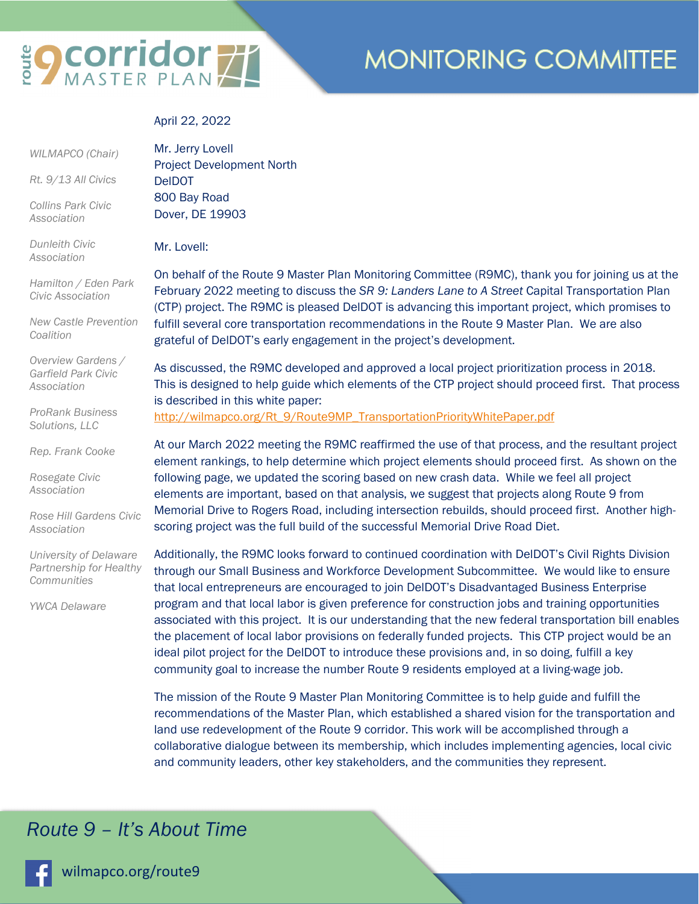# route 9 corridor MASTER PLAN

# MONITORING COMMITTEE

*WILMAPCO (Chair)*

*Rt. 9/13 All Civics*

*Collins Park Civic Association*

*Dunleith Civic Association*

*Hamilton / Eden Park Civic Association*

*New Castle Prevention Coalition*

*Overview Gardens / Garfield Park Civic Association*

*ProRank Business Solutions, LLC*

*Rep. Frank Cooke*

*Rosegate Civic Association*

*Rose Hill Gardens Civic Association*

*University of Delaware Partnership for Healthy Communities*

*YWCA Delaware*

April 22, 2022

Mr. Jerry Lovell
Project Development North
DelDOT
800 Bay Road
Dover, DE 19903

Mr. Lovell:

On behalf of the Route 9 Master Plan Monitoring Committee (R9MC), thank you for joining us at the February 2022 meeting to discuss the *SR 9: Landers Lane to A Street* Capital Transportation Plan (CTP) project. The R9MC is pleased DelDOT is advancing this important project, which promises to fulfill several core transportation recommendations in the Route 9 Master Plan. We are also grateful of DelDOT's early engagement in the project's development.

As discussed, the R9MC developed and approved a local project prioritization process in 2018. This is designed to help guide which elements of the CTP project should proceed first. That process is described in this white paper:
http://wilmapco.org/Rt_9/Route9MP_TransportationPriorityWhitePaper.pdf

At our March 2022 meeting the R9MC reaffirmed the use of that process, and the resultant project element rankings, to help determine which project elements should proceed first. As shown on the following page, we updated the scoring based on new crash data. While we feel all project elements are important, based on that analysis, we suggest that projects along Route 9 from Memorial Drive to Rogers Road, including intersection rebuilds, should proceed first. Another high-scoring project was the full build of the successful Memorial Drive Road Diet.

Additionally, the R9MC looks forward to continued coordination with DelDOT's Civil Rights Division through our Small Business and Workforce Development Subcommittee. We would like to ensure that local entrepreneurs are encouraged to join DelDOT's Disadvantaged Business Enterprise program and that local labor is given preference for construction jobs and training opportunities associated with this project. It is our understanding that the new federal transportation bill enables the placement of local labor provisions on federally funded projects. This CTP project would be an ideal pilot project for the DelDOT to introduce these provisions and, in so doing, fulfill a key community goal to increase the number Route 9 residents employed at a living-wage job.

The mission of the Route 9 Master Plan Monitoring Committee is to help guide and fulfill the recommendations of the Master Plan, which established a shared vision for the transportation and land use redevelopment of the Route 9 corridor. This work will be accomplished through a collaborative dialogue between its membership, which includes implementing agencies, local civic and community leaders, other key stakeholders, and the communities they represent.

*Route 9 – It's About Time*

wilmapco.org/route9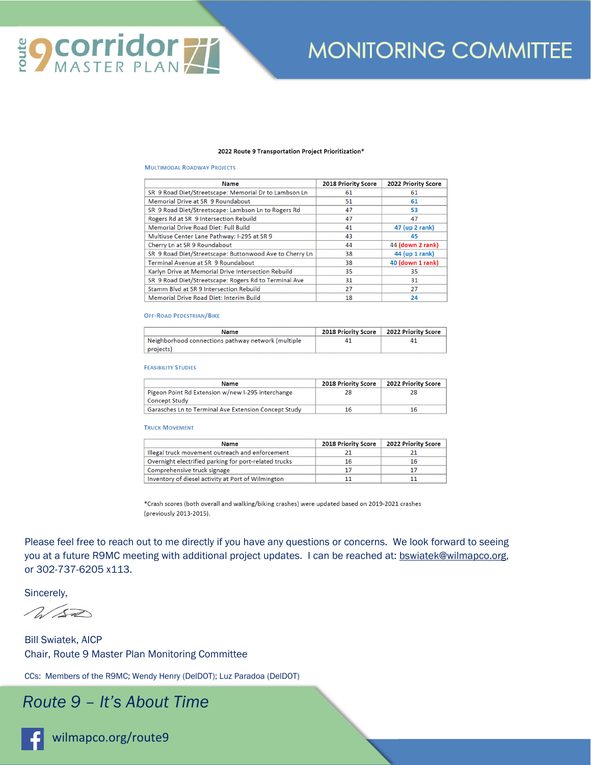**2022 Route 9 Transportation Project Prioritization***

### Multimodal Roadway Projects

| Name | 2018 Priority Score | 2022 Priority Score |
|---|---|---|
| SR 9 Road Diet/Streetscape: Memorial Dr to Lambson Ln | 61 | 61 |
| Memorial Drive at SR 9 Roundabout | 51 | **61** |
| SR 9 Road Diet/Streetscape: Lambson Ln to Rogers Rd | 47 | **53** |
| Rogers Rd at SR 9 Intersection Rebuild | 47 | 47 |
| Memorial Drive Road Diet: Full Build | 41 | **47 (up 2 rank)** |
| Multiuse Center Lane Pathway: I-295 at SR 9 | 43 | **45** |
| Cherry Ln at SR 9 Roundabout | 44 | 44 **(down 2 rank)** |
| SR 9 Road Diet/Streetscape: Buttonwood Ave to Cherry Ln | 38 | **44 (up 1 rank)** |
| Terminal Avenue at SR 9 Roundabout | 38 | **40 (down 1 rank)** |
| Karlyn Drive at Memorial Drive Intersection Rebuild | 35 | 35 |
| SR 9 Road Diet/Streetscape: Rogers Rd to Terminal Ave | 31 | 31 |
| Stamm Blvd at SR 9 Intersection Rebuild | 27 | 27 |
| Memorial Drive Road Diet: Interim Build | 18 | **24** |

### Off-Road Pedestrian/Bike

| Name | 2018 Priority Score | 2022 Priority Score |
|---|---|---|
| Neighborhood connections pathway network (multiple projects) | 41 | 41 |

### Feasibility Studies

| Name | 2018 Priority Score | 2022 Priority Score |
|---|---|---|
| Pigeon Point Rd Extension w/new I-295 interchange Concept Study | 28 | 28 |
| Garasches Ln to Terminal Ave Extension Concept Study | 16 | 16 |

### Truck Movement

| Name | 2018 Priority Score | 2022 Priority Score |
|---|---|---|
| Illegal truck movement outreach and enforcement | 21 | 21 |
| Overnight electrified parking for port-related trucks | 16 | 16 |
| Comprehensive truck signage | 17 | 17 |
| Inventory of diesel activity at Port of Wilmington | 11 | 11 |

*Crash scores (both overall and walking/biking crashes) were updated based on 2019-2021 crashes (previously 2013-2015).

Please feel free to reach out to me directly if you have any questions or concerns. We look forward to seeing you at a future R9MC meeting with additional project updates. I can be reached at: bswiatek@wilmapco.org, or 302-737-6205 x113.

Sincerely,

Bill Swiatek, AICP
Chair, Route 9 Master Plan Monitoring Committee

CCs: Members of the R9MC; Wendy Henry (DelDOT); Luz Paradoa (DelDOT)

*Route 9 – It's About Time*

wilmapco.org/route9